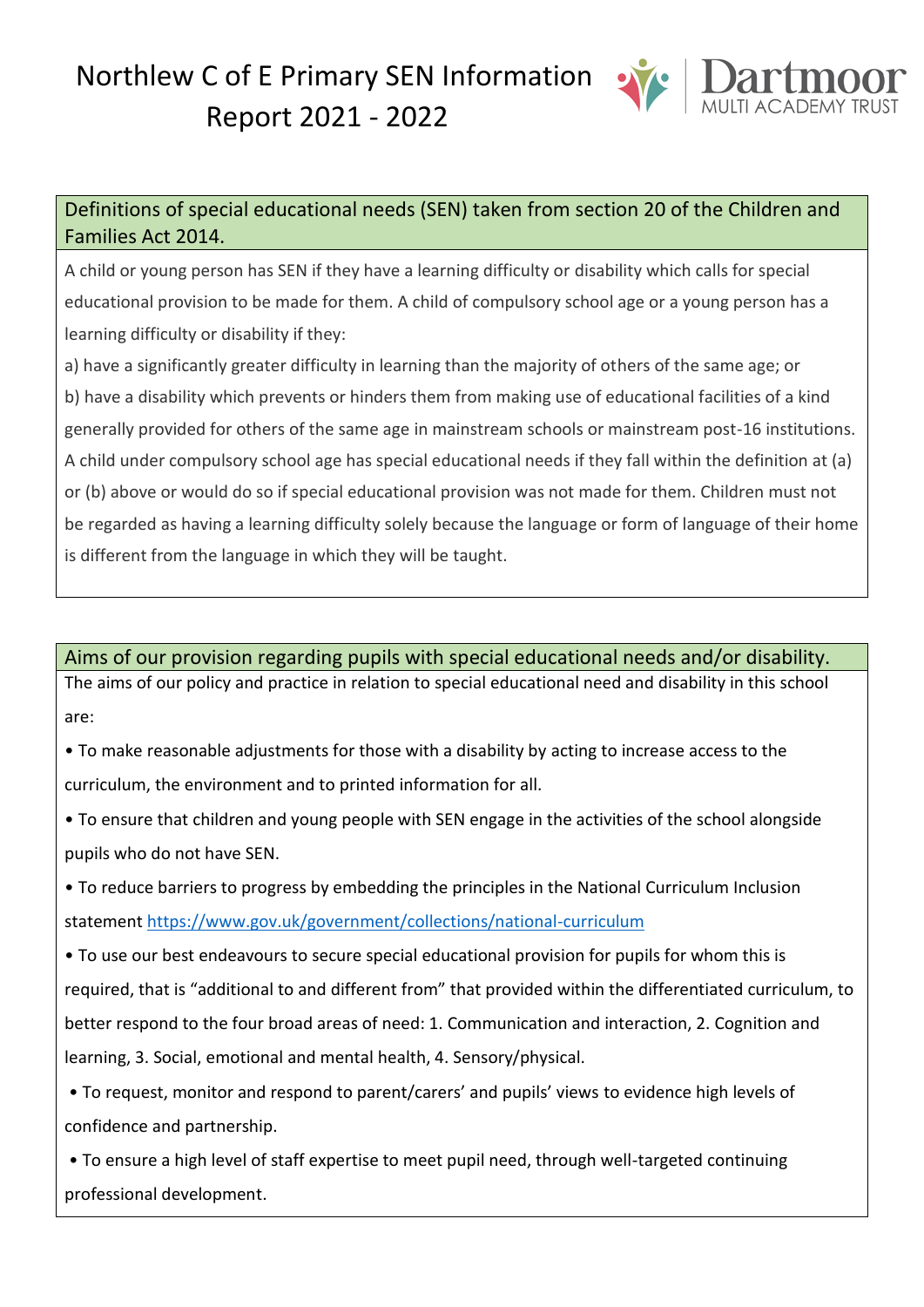# Northlew C of E Primary SEN Information Report 2021 - 2022

Dartmoor MULTI ACADEMY TRUST

## Definitions of special educational needs (SEN) taken from section 20 of the Children and Families Act 2014.

A child or young person has SEN if they have a learning difficulty or disability which calls for special educational provision to be made for them. A child of compulsory school age or a young person has a learning difficulty or disability if they:

a) have a significantly greater difficulty in learning than the majority of others of the same age; or

b) have a disability which prevents or hinders them from making use of educational facilities of a kind generally provided for others of the same age in mainstream schools or mainstream post-16 institutions.

A child under compulsory school age has special educational needs if they fall within the definition at (a) or (b) above or would do so if special educational provision was not made for them. Children must not be regarded as having a learning difficulty solely because the language or form of language of their home is different from the language in which they will be taught.

## Aims of our provision regarding pupils with special educational needs and/or disability.

The aims of our policy and practice in relation to special educational need and disability in this school are:

- To make reasonable adjustments for those with a disability by acting to increase access to the curriculum, the environment and to printed information for all.
- To ensure that children and young people with SEN engage in the activities of the school alongside pupils who do not have SEN.
- To reduce barriers to progress by embedding the principles in the National Curriculum Inclusion statement https://www.gov.uk/government/collections/national-curriculum
- To use our best endeavours to secure special educational provision for pupils for whom this is required, that is "additional to and different from" that provided within the differentiated curriculum, to better respond to the four broad areas of need: 1. Communication and interaction, 2. Cognition and learning, 3. Social, emotional and mental health, 4. Sensory/physical.
- To request, monitor and respond to parent/carers' and pupils' views to evidence high levels of confidence and partnership.
- To ensure a high level of staff expertise to meet pupil need, through well-targeted continuing professional development.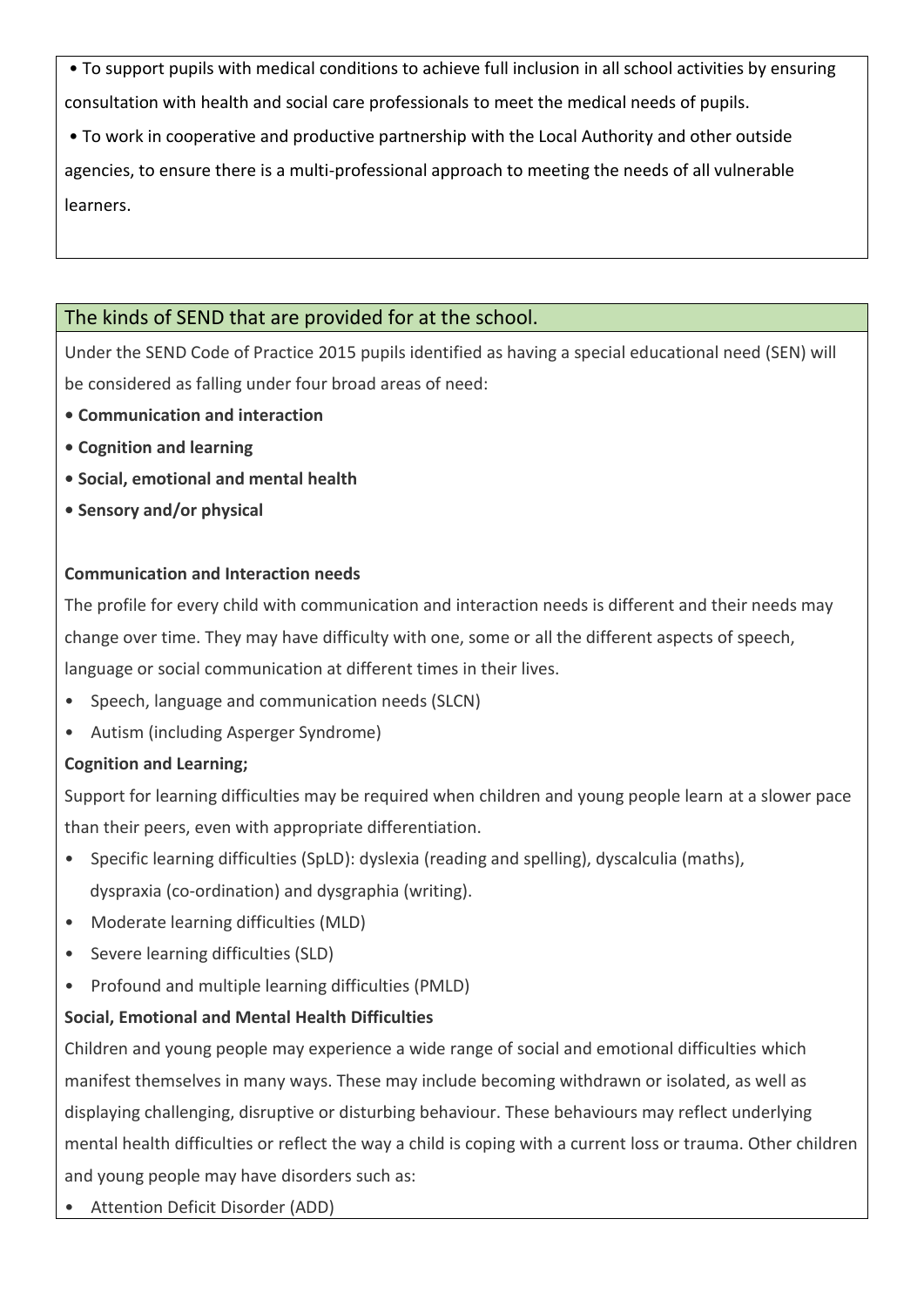- To support pupils with medical conditions to achieve full inclusion in all school activities by ensuring consultation with health and social care professionals to meet the medical needs of pupils.
- To work in cooperative and productive partnership with the Local Authority and other outside agencies, to ensure there is a multi-professional approach to meeting the needs of all vulnerable learners.

## The kinds of SEND that are provided for at the school.

Under the SEND Code of Practice 2015 pupils identified as having a special educational need (SEN) will be considered as falling under four broad areas of need:

- **Communication and interaction**
- **Cognition and learning**
- **Social, emotional and mental health**
- **Sensory and/or physical**

**Communication and Interaction needs**

The profile for every child with communication and interaction needs is different and their needs may change over time. They may have difficulty with one, some or all the different aspects of speech, language or social communication at different times in their lives.

- Speech, language and communication needs (SLCN)
- Autism (including Asperger Syndrome)

**Cognition and Learning;**

Support for learning difficulties may be required when children and young people learn at a slower pace than their peers, even with appropriate differentiation.

- Specific learning difficulties (SpLD): dyslexia (reading and spelling), dyscalculia (maths), dyspraxia (co-ordination) and dysgraphia (writing).
- Moderate learning difficulties (MLD)
- Severe learning difficulties (SLD)
- Profound and multiple learning difficulties (PMLD)

**Social, Emotional and Mental Health Difficulties**

Children and young people may experience a wide range of social and emotional difficulties which manifest themselves in many ways. These may include becoming withdrawn or isolated, as well as displaying challenging, disruptive or disturbing behaviour. These behaviours may reflect underlying mental health difficulties or reflect the way a child is coping with a current loss or trauma. Other children and young people may have disorders such as:

- Attention Deficit Disorder (ADD)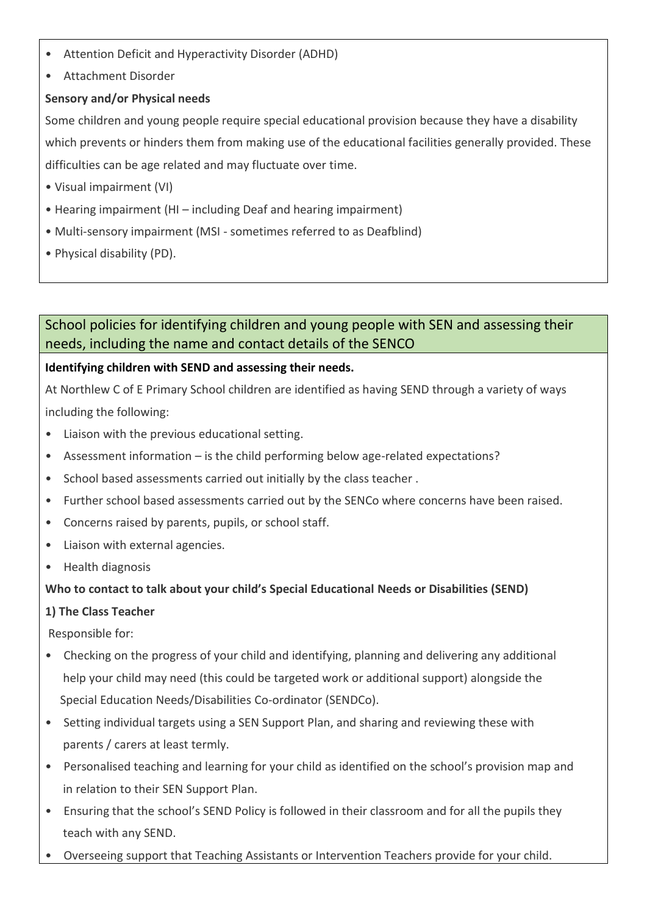- Attention Deficit and Hyperactivity Disorder (ADHD)
- Attachment Disorder

**Sensory and/or Physical needs**

Some children and young people require special educational provision because they have a disability which prevents or hinders them from making use of the educational facilities generally provided. These difficulties can be age related and may fluctuate over time.

- Visual impairment (VI)
- Hearing impairment (HI – including Deaf and hearing impairment)
- Multi-sensory impairment (MSI - sometimes referred to as Deafblind)
- Physical disability (PD).

## School policies for identifying children and young people with SEN and assessing their needs, including the name and contact details of the SENCO

**Identifying children with SEND and assessing their needs.**

At Northlew C of E Primary School children are identified as having SEND through a variety of ways including the following:

- Liaison with the previous educational setting.
- Assessment information – is the child performing below age-related expectations?
- School based assessments carried out initially by the class teacher .
- Further school based assessments carried out by the SENCo where concerns have been raised.
- Concerns raised by parents, pupils, or school staff.
- Liaison with external agencies.
- Health diagnosis

**Who to contact to talk about your child's Special Educational Needs or Disabilities (SEND)**

**1) The Class Teacher**

Responsible for:

- Checking on the progress of your child and identifying, planning and delivering any additional help your child may need (this could be targeted work or additional support) alongside the Special Education Needs/Disabilities Co-ordinator (SENDCo).
- Setting individual targets using a SEN Support Plan, and sharing and reviewing these with parents / carers at least termly.
- Personalised teaching and learning for your child as identified on the school's provision map and in relation to their SEN Support Plan.
- Ensuring that the school's SEND Policy is followed in their classroom and for all the pupils they teach with any SEND.
- Overseeing support that Teaching Assistants or Intervention Teachers provide for your child.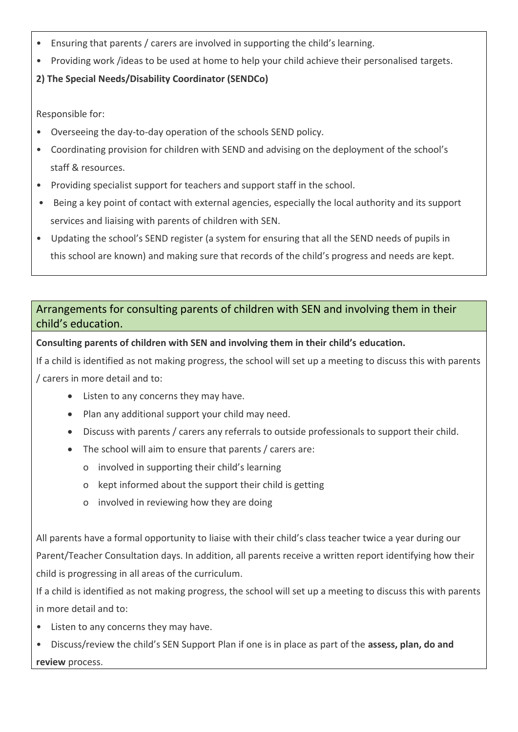- Ensuring that parents / carers are involved in supporting the child's learning.
- Providing work /ideas to be used at home to help your child achieve their personalised targets.

**2) The Special Needs/Disability Coordinator (SENDCo)**

Responsible for:

- Overseeing the day-to-day operation of the schools SEND policy.
- Coordinating provision for children with SEND and advising on the deployment of the school's staff & resources.
- Providing specialist support for teachers and support staff in the school.
- Being a key point of contact with external agencies, especially the local authority and its support services and liaising with parents of children with SEN.
- Updating the school's SEND register (a system for ensuring that all the SEND needs of pupils in this school are known) and making sure that records of the child's progress and needs are kept.

## Arrangements for consulting parents of children with SEN and involving them in their child's education.

**Consulting parents of children with SEN and involving them in their child's education.**

If a child is identified as not making progress, the school will set up a meeting to discuss this with parents / carers in more detail and to:

- Listen to any concerns they may have.
- Plan any additional support your child may need.
- Discuss with parents / carers any referrals to outside professionals to support their child.
- The school will aim to ensure that parents / carers are:
  - involved in supporting their child's learning
  - kept informed about the support their child is getting
  - involved in reviewing how they are doing

All parents have a formal opportunity to liaise with their child's class teacher twice a year during our Parent/Teacher Consultation days. In addition, all parents receive a written report identifying how their child is progressing in all areas of the curriculum.

If a child is identified as not making progress, the school will set up a meeting to discuss this with parents in more detail and to:

- Listen to any concerns they may have.
- Discuss/review the child's SEN Support Plan if one is in place as part of the **assess, plan, do and review** process.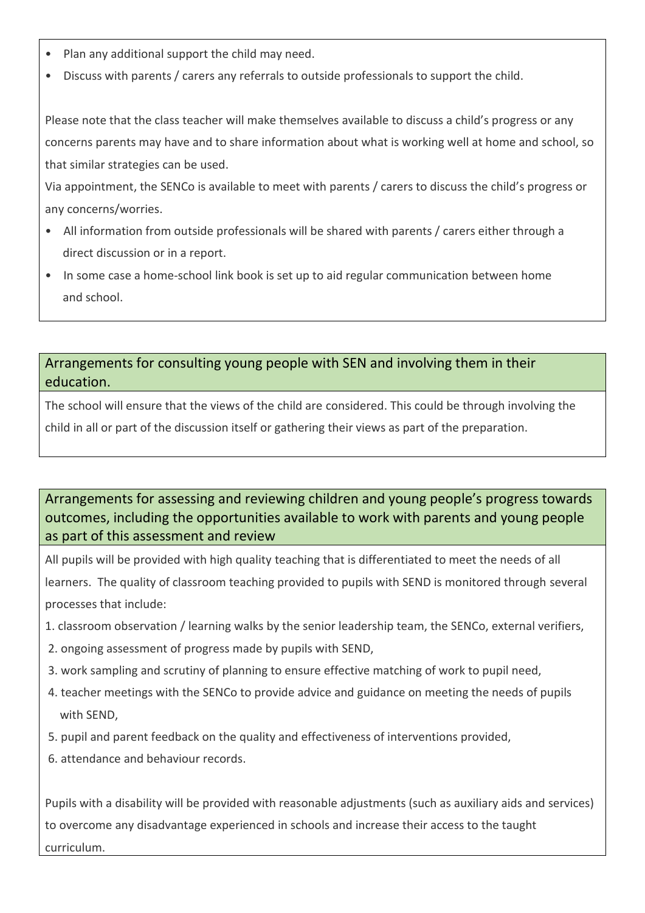- Plan any additional support the child may need.
- Discuss with parents / carers any referrals to outside professionals to support the child.

Please note that the class teacher will make themselves available to discuss a child's progress or any concerns parents may have and to share information about what is working well at home and school, so that similar strategies can be used.

Via appointment, the SENCo is available to meet with parents / carers to discuss the child's progress or any concerns/worries.

- All information from outside professionals will be shared with parents / carers either through a direct discussion or in a report.
- In some case a home-school link book is set up to aid regular communication between home and school.

## Arrangements for consulting young people with SEN and involving them in their education.

The school will ensure that the views of the child are considered. This could be through involving the child in all or part of the discussion itself or gathering their views as part of the preparation.

## Arrangements for assessing and reviewing children and young people's progress towards outcomes, including the opportunities available to work with parents and young people as part of this assessment and review

All pupils will be provided with high quality teaching that is differentiated to meet the needs of all learners. The quality of classroom teaching provided to pupils with SEND is monitored through several processes that include:

1. classroom observation / learning walks by the senior leadership team, the SENCo, external verifiers,
2. ongoing assessment of progress made by pupils with SEND,
3. work sampling and scrutiny of planning to ensure effective matching of work to pupil need,
4. teacher meetings with the SENCo to provide advice and guidance on meeting the needs of pupils with SEND,
5. pupil and parent feedback on the quality and effectiveness of interventions provided,
6. attendance and behaviour records.

Pupils with a disability will be provided with reasonable adjustments (such as auxiliary aids and services) to overcome any disadvantage experienced in schools and increase their access to the taught curriculum.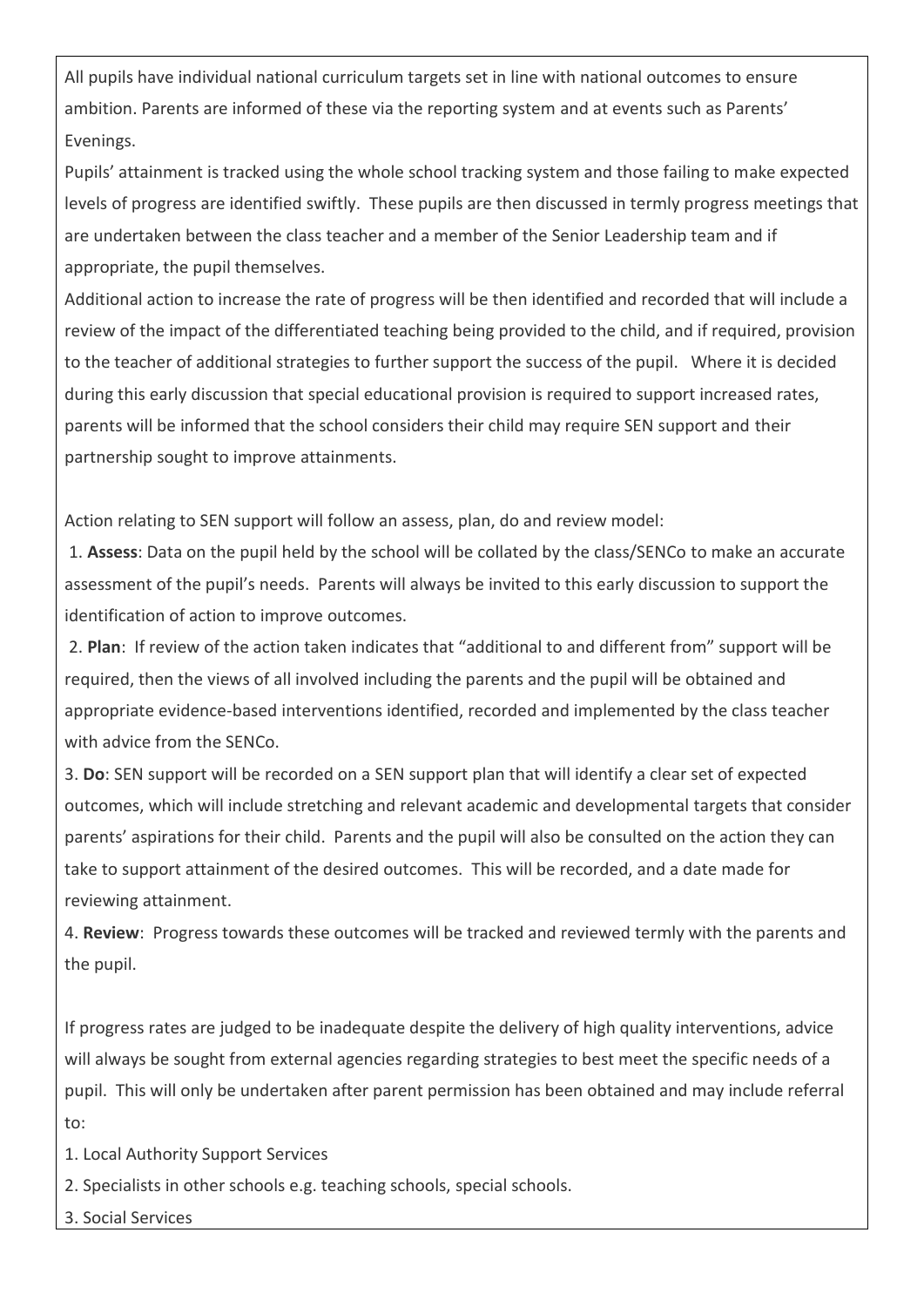All pupils have individual national curriculum targets set in line with national outcomes to ensure ambition. Parents are informed of these via the reporting system and at events such as Parents' Evenings.

Pupils' attainment is tracked using the whole school tracking system and those failing to make expected levels of progress are identified swiftly. These pupils are then discussed in termly progress meetings that are undertaken between the class teacher and a member of the Senior Leadership team and if appropriate, the pupil themselves.

Additional action to increase the rate of progress will be then identified and recorded that will include a review of the impact of the differentiated teaching being provided to the child, and if required, provision to the teacher of additional strategies to further support the success of the pupil. Where it is decided during this early discussion that special educational provision is required to support increased rates, parents will be informed that the school considers their child may require SEN support and their partnership sought to improve attainments.

Action relating to SEN support will follow an assess, plan, do and review model:

1. **Assess**: Data on the pupil held by the school will be collated by the class/SENCo to make an accurate assessment of the pupil's needs. Parents will always be invited to this early discussion to support the identification of action to improve outcomes.
2. **Plan**: If review of the action taken indicates that "additional to and different from" support will be required, then the views of all involved including the parents and the pupil will be obtained and appropriate evidence-based interventions identified, recorded and implemented by the class teacher with advice from the SENCo.
3. **Do**: SEN support will be recorded on a SEN support plan that will identify a clear set of expected outcomes, which will include stretching and relevant academic and developmental targets that consider parents' aspirations for their child. Parents and the pupil will also be consulted on the action they can take to support attainment of the desired outcomes. This will be recorded, and a date made for reviewing attainment.
4. **Review**: Progress towards these outcomes will be tracked and reviewed termly with the parents and the pupil.

If progress rates are judged to be inadequate despite the delivery of high quality interventions, advice will always be sought from external agencies regarding strategies to best meet the specific needs of a pupil. This will only be undertaken after parent permission has been obtained and may include referral to:

1. Local Authority Support Services
2. Specialists in other schools e.g. teaching schools, special schools.
3. Social Services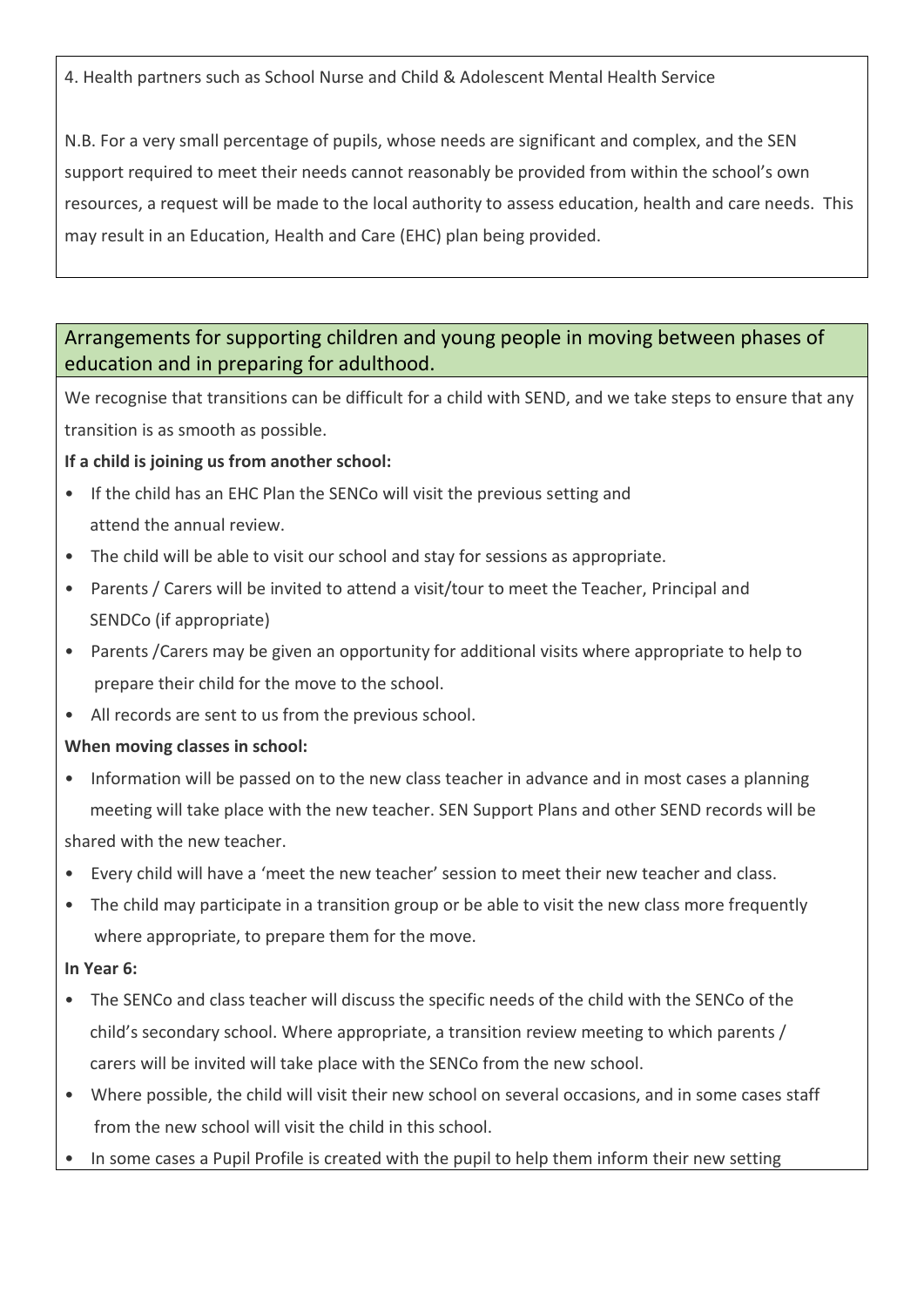4. Health partners such as School Nurse and Child & Adolescent Mental Health Service

N.B. For a very small percentage of pupils, whose needs are significant and complex, and the SEN support required to meet their needs cannot reasonably be provided from within the school's own resources, a request will be made to the local authority to assess education, health and care needs. This may result in an Education, Health and Care (EHC) plan being provided.

## Arrangements for supporting children and young people in moving between phases of education and in preparing for adulthood.

We recognise that transitions can be difficult for a child with SEND, and we take steps to ensure that any transition is as smooth as possible.

**If a child is joining us from another school:**

- If the child has an EHC Plan the SENCo will visit the previous setting and attend the annual review.
- The child will be able to visit our school and stay for sessions as appropriate.
- Parents / Carers will be invited to attend a visit/tour to meet the Teacher, Principal and SENDCo (if appropriate)
- Parents /Carers may be given an opportunity for additional visits where appropriate to help to prepare their child for the move to the school.
- All records are sent to us from the previous school.

**When moving classes in school:**

- Information will be passed on to the new class teacher in advance and in most cases a planning meeting will take place with the new teacher. SEN Support Plans and other SEND records will be shared with the new teacher.
- Every child will have a 'meet the new teacher' session to meet their new teacher and class.
- The child may participate in a transition group or be able to visit the new class more frequently where appropriate, to prepare them for the move.

**In Year 6:**

- The SENCo and class teacher will discuss the specific needs of the child with the SENCo of the child's secondary school. Where appropriate, a transition review meeting to which parents / carers will be invited will take place with the SENCo from the new school.
- Where possible, the child will visit their new school on several occasions, and in some cases staff from the new school will visit the child in this school.
- In some cases a Pupil Profile is created with the pupil to help them inform their new setting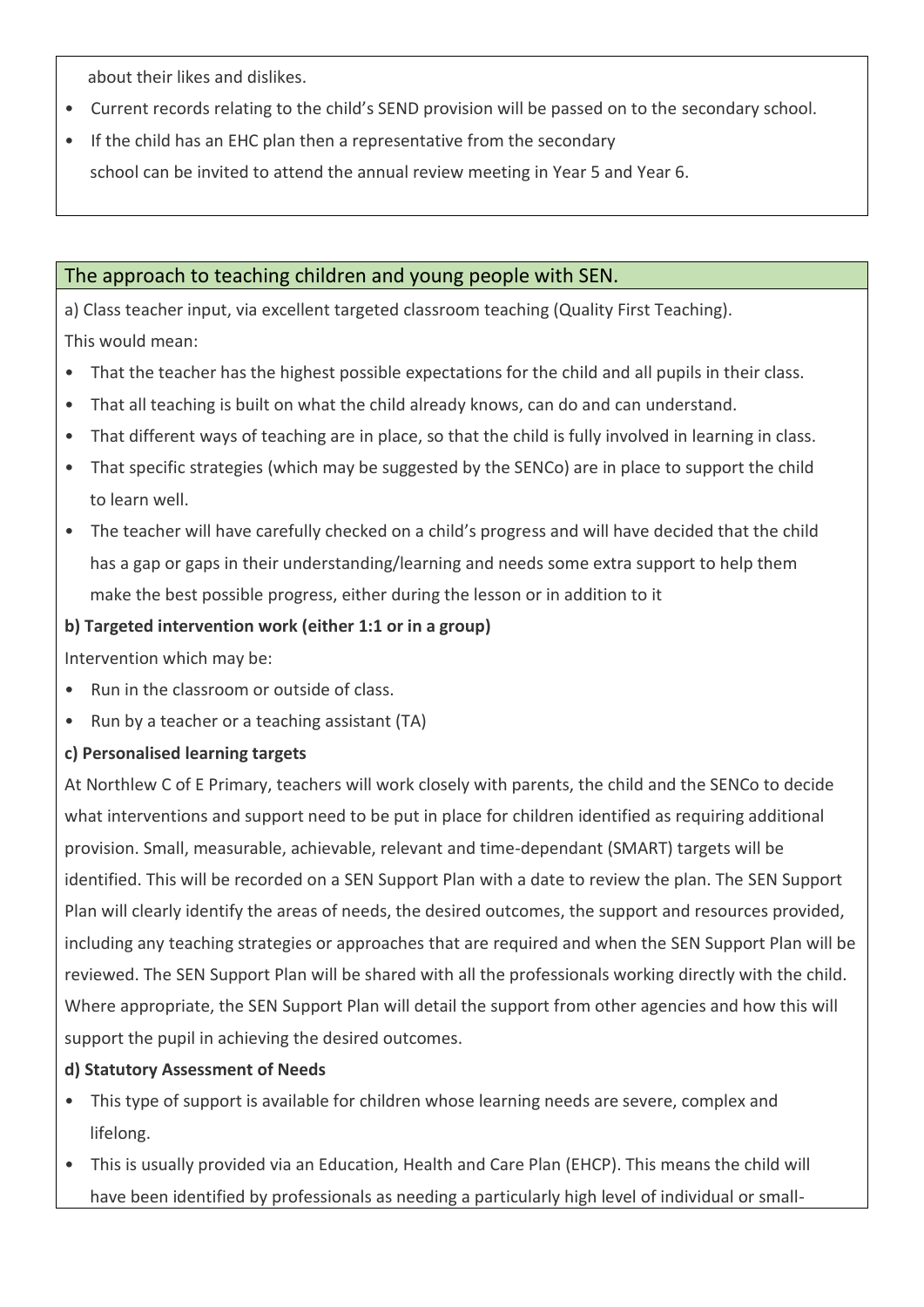about their likes and dislikes.

- Current records relating to the child's SEND provision will be passed on to the secondary school.
- If the child has an EHC plan then a representative from the secondary school can be invited to attend the annual review meeting in Year 5 and Year 6.

## The approach to teaching children and young people with SEN.

a) Class teacher input, via excellent targeted classroom teaching (Quality First Teaching).

This would mean:

- That the teacher has the highest possible expectations for the child and all pupils in their class.
- That all teaching is built on what the child already knows, can do and can understand.
- That different ways of teaching are in place, so that the child is fully involved in learning in class.
- That specific strategies (which may be suggested by the SENCo) are in place to support the child to learn well.
- The teacher will have carefully checked on a child's progress and will have decided that the child has a gap or gaps in their understanding/learning and needs some extra support to help them make the best possible progress, either during the lesson or in addition to it

**b) Targeted intervention work (either 1:1 or in a group)**

Intervention which may be:

- Run in the classroom or outside of class.
- Run by a teacher or a teaching assistant (TA)

**c) Personalised learning targets**

At Northlew C of E Primary, teachers will work closely with parents, the child and the SENCo to decide what interventions and support need to be put in place for children identified as requiring additional provision. Small, measurable, achievable, relevant and time-dependant (SMART) targets will be identified. This will be recorded on a SEN Support Plan with a date to review the plan. The SEN Support Plan will clearly identify the areas of needs, the desired outcomes, the support and resources provided, including any teaching strategies or approaches that are required and when the SEN Support Plan will be reviewed. The SEN Support Plan will be shared with all the professionals working directly with the child. Where appropriate, the SEN Support Plan will detail the support from other agencies and how this will support the pupil in achieving the desired outcomes.

**d) Statutory Assessment of Needs**

- This type of support is available for children whose learning needs are severe, complex and lifelong.
- This is usually provided via an Education, Health and Care Plan (EHCP). This means the child will have been identified by professionals as needing a particularly high level of individual or small-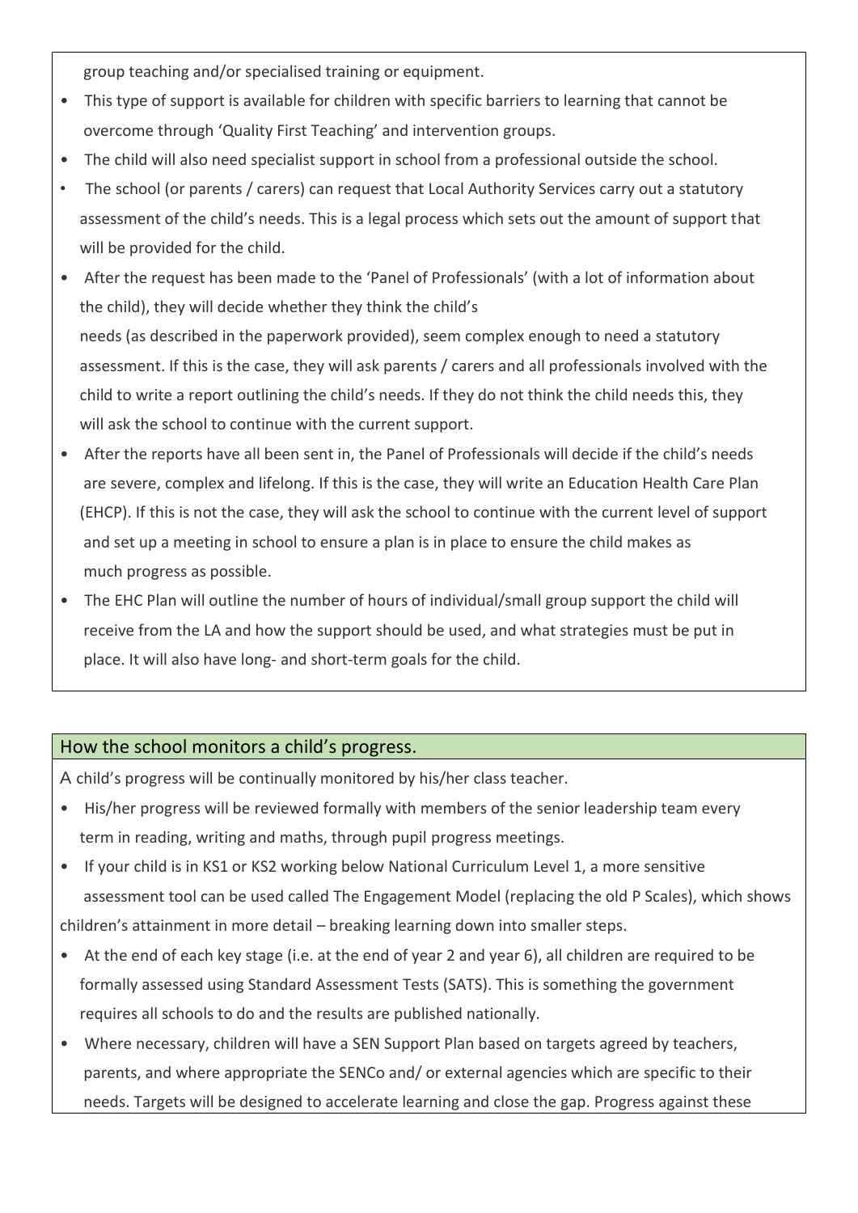group teaching and/or specialised training or equipment.

- This type of support is available for children with specific barriers to learning that cannot be overcome through 'Quality First Teaching' and intervention groups.
- The child will also need specialist support in school from a professional outside the school.
- The school (or parents / carers) can request that Local Authority Services carry out a statutory assessment of the child's needs. This is a legal process which sets out the amount of support that will be provided for the child.
- After the request has been made to the 'Panel of Professionals' (with a lot of information about the child), they will decide whether they think the child's needs (as described in the paperwork provided), seem complex enough to need a statutory assessment. If this is the case, they will ask parents / carers and all professionals involved with the child to write a report outlining the child's needs. If they do not think the child needs this, they will ask the school to continue with the current support.
- After the reports have all been sent in, the Panel of Professionals will decide if the child's needs are severe, complex and lifelong. If this is the case, they will write an Education Health Care Plan (EHCP). If this is not the case, they will ask the school to continue with the current level of support and set up a meeting in school to ensure a plan is in place to ensure the child makes as much progress as possible.
- The EHC Plan will outline the number of hours of individual/small group support the child will receive from the LA and how the support should be used, and what strategies must be put in place. It will also have long- and short-term goals for the child.

## How the school monitors a child's progress.

A child's progress will be continually monitored by his/her class teacher.

- His/her progress will be reviewed formally with members of the senior leadership team every term in reading, writing and maths, through pupil progress meetings.
- If your child is in KS1 or KS2 working below National Curriculum Level 1, a more sensitive assessment tool can be used called The Engagement Model (replacing the old P Scales), which shows children's attainment in more detail – breaking learning down into smaller steps.
- At the end of each key stage (i.e. at the end of year 2 and year 6), all children are required to be formally assessed using Standard Assessment Tests (SATS). This is something the government requires all schools to do and the results are published nationally.
- Where necessary, children will have a SEN Support Plan based on targets agreed by teachers, parents, and where appropriate the SENCo and/ or external agencies which are specific to their needs. Targets will be designed to accelerate learning and close the gap. Progress against these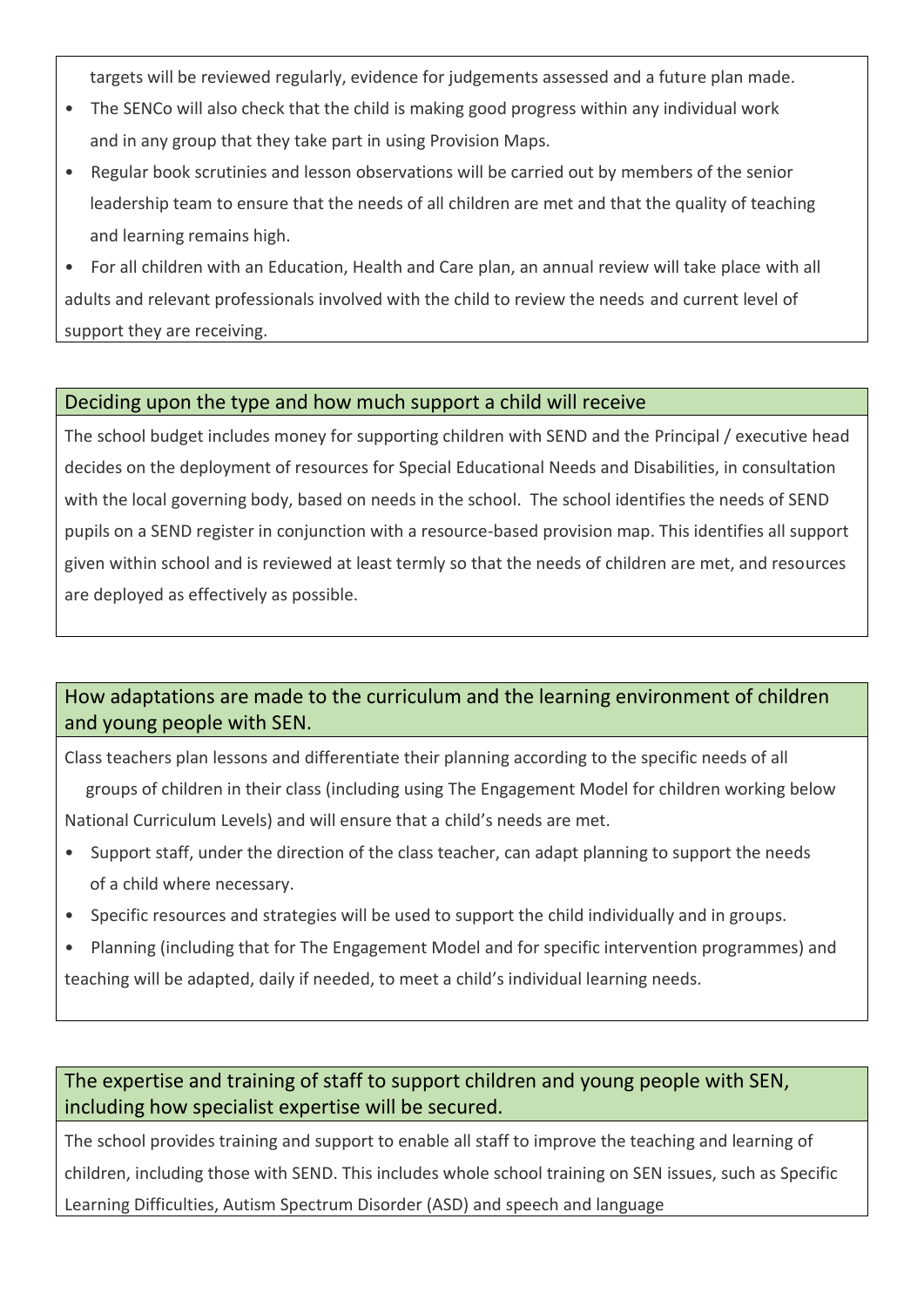targets will be reviewed regularly, evidence for judgements assessed and a future plan made.

- The SENCo will also check that the child is making good progress within any individual work and in any group that they take part in using Provision Maps.
- Regular book scrutinies and lesson observations will be carried out by members of the senior leadership team to ensure that the needs of all children are met and that the quality of teaching and learning remains high.
- For all children with an Education, Health and Care plan, an annual review will take place with all adults and relevant professionals involved with the child to review the needs and current level of support they are receiving.

## Deciding upon the type and how much support a child will receive

The school budget includes money for supporting children with SEND and the Principal / executive head decides on the deployment of resources for Special Educational Needs and Disabilities, in consultation with the local governing body, based on needs in the school. The school identifies the needs of SEND pupils on a SEND register in conjunction with a resource-based provision map. This identifies all support given within school and is reviewed at least termly so that the needs of children are met, and resources are deployed as effectively as possible.

## How adaptations are made to the curriculum and the learning environment of children and young people with SEN.

Class teachers plan lessons and differentiate their planning according to the specific needs of all groups of children in their class (including using The Engagement Model for children working below National Curriculum Levels) and will ensure that a child's needs are met.

- Support staff, under the direction of the class teacher, can adapt planning to support the needs of a child where necessary.
- Specific resources and strategies will be used to support the child individually and in groups.
- Planning (including that for The Engagement Model and for specific intervention programmes) and teaching will be adapted, daily if needed, to meet a child's individual learning needs.

## The expertise and training of staff to support children and young people with SEN, including how specialist expertise will be secured.

The school provides training and support to enable all staff to improve the teaching and learning of children, including those with SEND. This includes whole school training on SEN issues, such as Specific Learning Difficulties, Autism Spectrum Disorder (ASD) and speech and language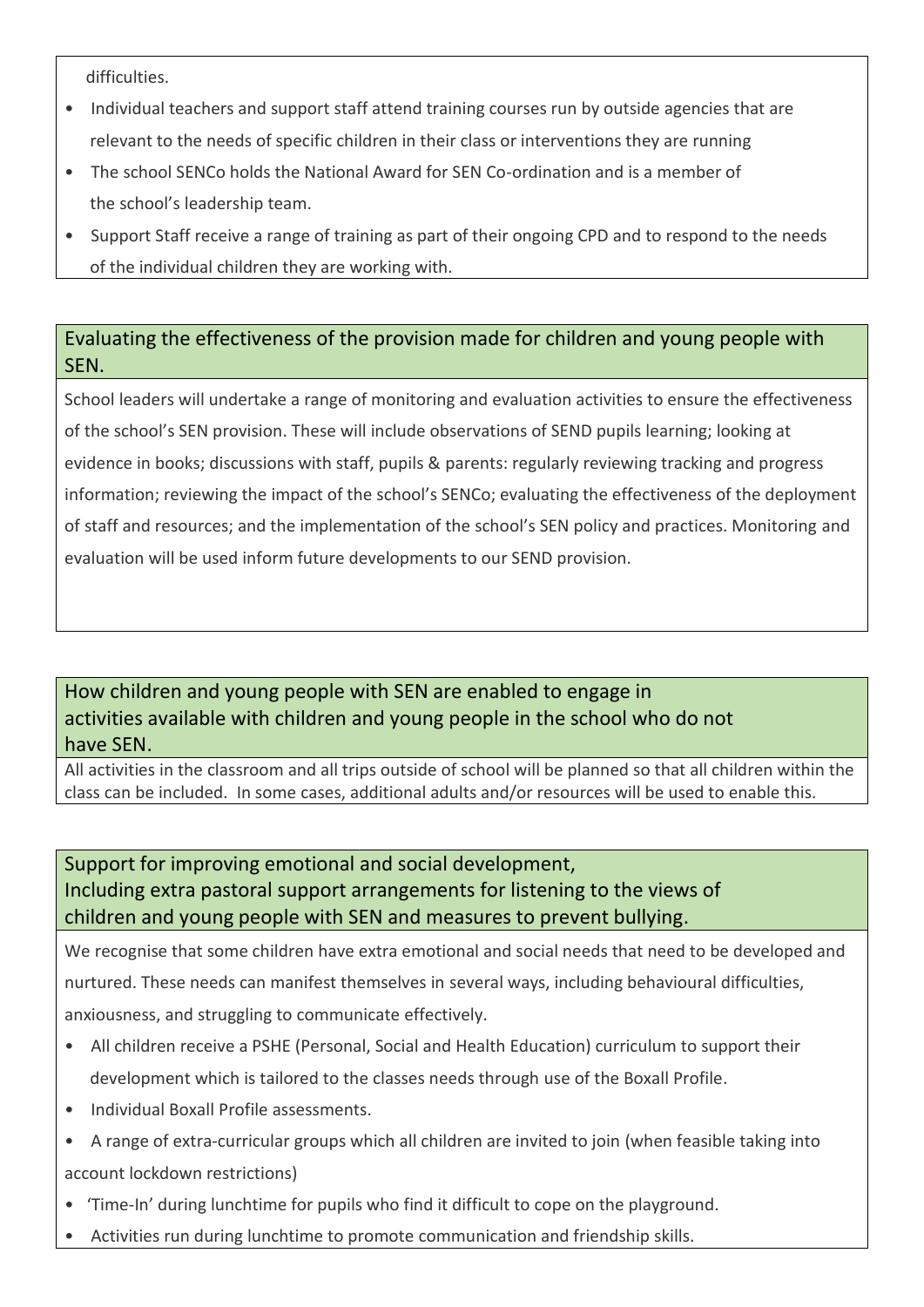difficulties.

- Individual teachers and support staff attend training courses run by outside agencies that are relevant to the needs of specific children in their class or interventions they are running
- The school SENCo holds the National Award for SEN Co-ordination and is a member of the school's leadership team.
- Support Staff receive a range of training as part of their ongoing CPD and to respond to the needs of the individual children they are working with.

## Evaluating the effectiveness of the provision made for children and young people with SEN.

School leaders will undertake a range of monitoring and evaluation activities to ensure the effectiveness of the school's SEN provision. These will include observations of SEND pupils learning; looking at evidence in books; discussions with staff, pupils & parents: regularly reviewing tracking and progress information; reviewing the impact of the school's SENCo; evaluating the effectiveness of the deployment of staff and resources; and the implementation of the school's SEN policy and practices. Monitoring and evaluation will be used inform future developments to our SEND provision.

## How children and young people with SEN are enabled to engage in activities available with children and young people in the school who do not have SEN.

All activities in the classroom and all trips outside of school will be planned so that all children within the class can be included. In some cases, additional adults and/or resources will be used to enable this.

## Support for improving emotional and social development, Including extra pastoral support arrangements for listening to the views of children and young people with SEN and measures to prevent bullying.

We recognise that some children have extra emotional and social needs that need to be developed and nurtured. These needs can manifest themselves in several ways, including behavioural difficulties, anxiousness, and struggling to communicate effectively.

- All children receive a PSHE (Personal, Social and Health Education) curriculum to support their development which is tailored to the classes needs through use of the Boxall Profile.
- Individual Boxall Profile assessments.
- A range of extra-curricular groups which all children are invited to join (when feasible taking into account lockdown restrictions)
- 'Time-In' during lunchtime for pupils who find it difficult to cope on the playground.
- Activities run during lunchtime to promote communication and friendship skills.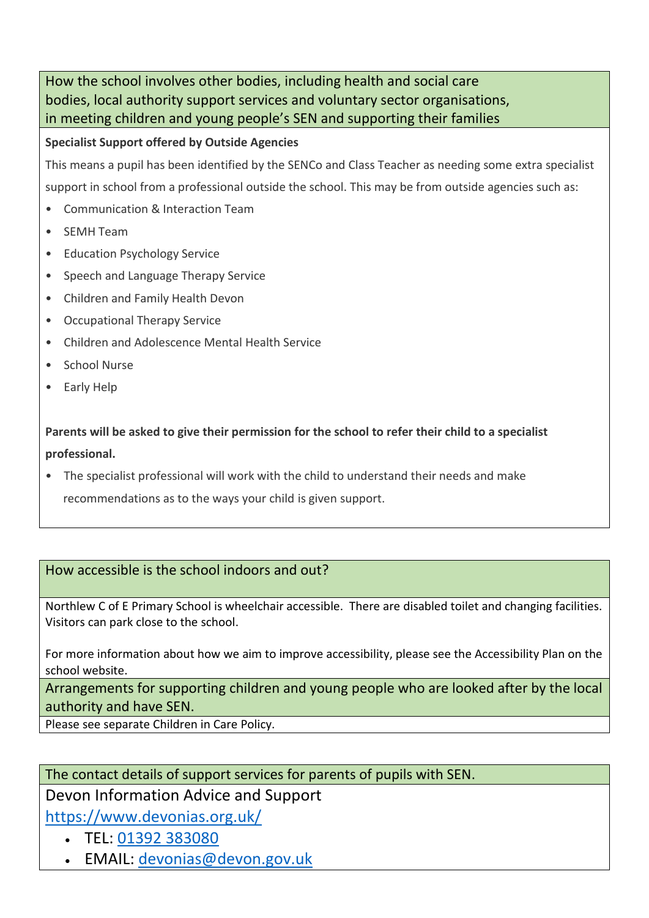## How the school involves other bodies, including health and social care bodies, local authority support services and voluntary sector organisations, in meeting children and young people's SEN and supporting their families

**Specialist Support offered by Outside Agencies**

This means a pupil has been identified by the SENCo and Class Teacher as needing some extra specialist support in school from a professional outside the school. This may be from outside agencies such as:

- Communication & Interaction Team
- SEMH Team
- Education Psychology Service
- Speech and Language Therapy Service
- Children and Family Health Devon
- Occupational Therapy Service
- Children and Adolescence Mental Health Service
- School Nurse
- Early Help

**Parents will be asked to give their permission for the school to refer their child to a specialist professional.**

- The specialist professional will work with the child to understand their needs and make recommendations as to the ways your child is given support.

## How accessible is the school indoors and out?

Northlew C of E Primary School is wheelchair accessible. There are disabled toilet and changing facilities. Visitors can park close to the school.

For more information about how we aim to improve accessibility, please see the Accessibility Plan on the school website.

## Arrangements for supporting children and young people who are looked after by the local authority and have SEN.

Please see separate Children in Care Policy.

## The contact details of support services for parents of pupils with SEN.

Devon Information Advice and Support

https://www.devonias.org.uk/

- TEL: 01392 383080
- EMAIL: devonias@devon.gov.uk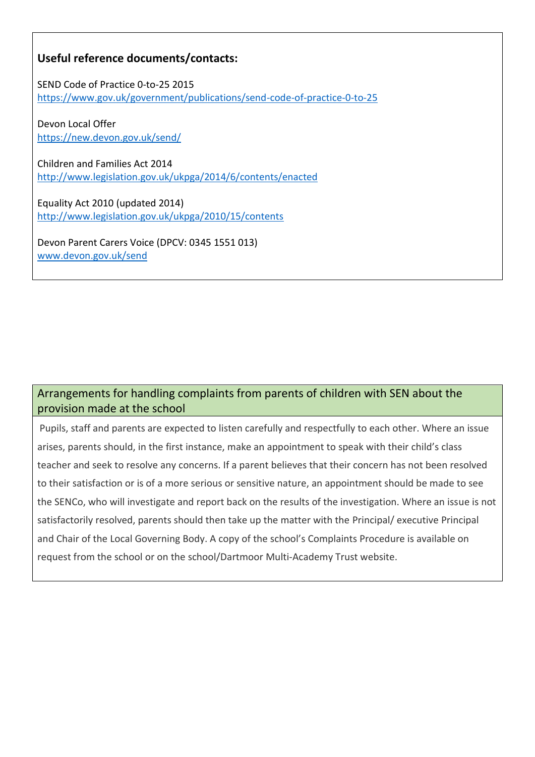## Useful reference documents/contacts:

SEND Code of Practice 0-to-25 2015
https://www.gov.uk/government/publications/send-code-of-practice-0-to-25

Devon Local Offer
https://new.devon.gov.uk/send/

Children and Families Act 2014
http://www.legislation.gov.uk/ukpga/2014/6/contents/enacted

Equality Act 2010 (updated 2014)
http://www.legislation.gov.uk/ukpga/2010/15/contents

Devon Parent Carers Voice (DPCV: 0345 1551 013)
www.devon.gov.uk/send

## Arrangements for handling complaints from parents of children with SEN about the provision made at the school

Pupils, staff and parents are expected to listen carefully and respectfully to each other. Where an issue arises, parents should, in the first instance, make an appointment to speak with their child's class teacher and seek to resolve any concerns. If a parent believes that their concern has not been resolved to their satisfaction or is of a more serious or sensitive nature, an appointment should be made to see the SENCo, who will investigate and report back on the results of the investigation. Where an issue is not satisfactorily resolved, parents should then take up the matter with the Principal/ executive Principal and Chair of the Local Governing Body. A copy of the school's Complaints Procedure is available on request from the school or on the school/Dartmoor Multi-Academy Trust website.